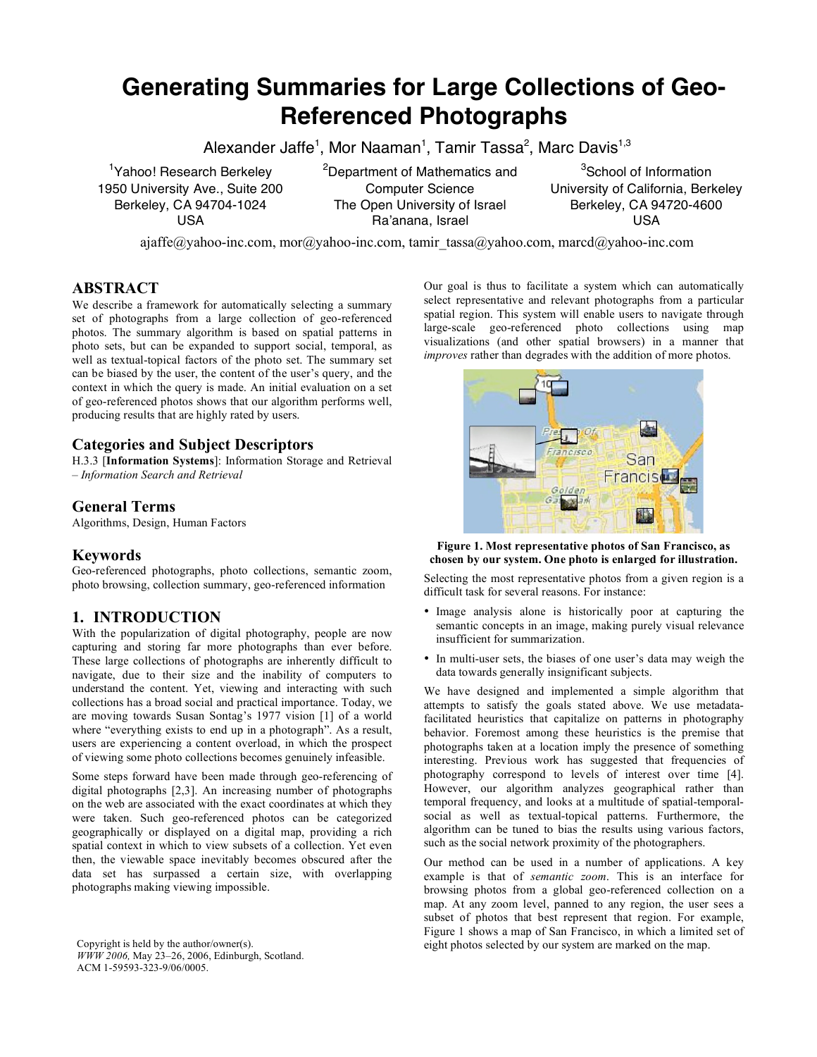# Generating Summaries for Large Collections of Geo-Referenced Photographs

Alexander Jaffe[1], Mor Naaman[1], Tamir Tassa[2], Marc Davis[1,3]

[1]Yahoo! Research Berkeley
1950 University Ave., Suite 200
Berkeley, CA 94704-1024
USA

[2]Department of Mathematics and Computer Science
The Open University of Israel
Ra'anana, Israel

[3]School of Information
University of California, Berkeley
Berkeley, CA 94720-4600
USA

ajaffe@yahoo-inc.com, mor@yahoo-inc.com, tamir_tassa@yahoo.com, marcd@yahoo-inc.com

## ABSTRACT

We describe a framework for automatically selecting a summary set of photographs from a large collection of geo-referenced photos. The summary algorithm is based on spatial patterns in photo sets, but can be expanded to support social, temporal, as well as textual-topical factors of the photo set. The summary set can be biased by the user, the content of the user's query, and the context in which the query is made. An initial evaluation on a set of geo-referenced photos shows that our algorithm performs well, producing results that are highly rated by users.

## Categories and Subject Descriptors

H.3.3 [**Information Systems**]: Information Storage and Retrieval – *Information Search and Retrieval*

## General Terms

Algorithms, Design, Human Factors

## Keywords

Geo-referenced photographs, photo collections, semantic zoom, photo browsing, collection summary, geo-referenced information

## 1. INTRODUCTION

With the popularization of digital photography, people are now capturing and storing far more photographs than ever before. These large collections of photographs are inherently difficult to navigate, due to their size and the inability of computers to understand the content. Yet, viewing and interacting with such collections has a broad social and practical importance. Today, we are moving towards Susan Sontag's 1977 vision [1] of a world where "everything exists to end up in a photograph". As a result, users are experiencing a content overload, in which the prospect of viewing some photo collections becomes genuinely infeasible.

Some steps forward have been made through geo-referencing of digital photographs [2,3]. An increasing number of photographs on the web are associated with the exact coordinates at which they were taken. Such geo-referenced photos can be categorized geographically or displayed on a digital map, providing a rich spatial context in which to view subsets of a collection. Yet even then, the viewable space inevitably becomes obscured after the data set has surpassed a certain size, with overlapping photographs making viewing impossible.

Copyright is held by the author/owner(s).
*WWW 2006,* May 23–26, 2006, Edinburgh, Scotland.
ACM 1-59593-323-9/06/0005.

Our goal is thus to facilitate a system which can automatically select representative and relevant photographs from a particular spatial region. This system will enable users to navigate through large-scale geo-referenced photo collections using map visualizations (and other spatial browsers) in a manner that *improves* rather than degrades with the addition of more photos.

**Figure 1. Most representative photos of San Francisco, as chosen by our system. One photo is enlarged for illustration.**

Selecting the most representative photos from a given region is a difficult task for several reasons. For instance:

- Image analysis alone is historically poor at capturing the semantic concepts in an image, making purely visual relevance insufficient for summarization.
- In multi-user sets, the biases of one user's data may weigh the data towards generally insignificant subjects.

We have designed and implemented a simple algorithm that attempts to satisfy the goals stated above. We use metadata-facilitated heuristics that capitalize on patterns in photography behavior. Foremost among these heuristics is the premise that photographs taken at a location imply the presence of something interesting. Previous work has suggested that frequencies of photography correspond to levels of interest over time [4]. However, our algorithm analyzes geographical rather than temporal frequency, and looks at a multitude of spatial-temporal-social as well as textual-topical patterns. Furthermore, the algorithm can be tuned to bias the results using various factors, such as the social network proximity of the photographers.

Our method can be used in a number of applications. A key example is that of *semantic zoom*. This is an interface for browsing photos from a global geo-referenced collection on a map. At any zoom level, panned to any region, the user sees a subset of photos that best represent that region. For example, Figure 1 shows a map of San Francisco, in which a limited set of eight photos selected by our system are marked on the map.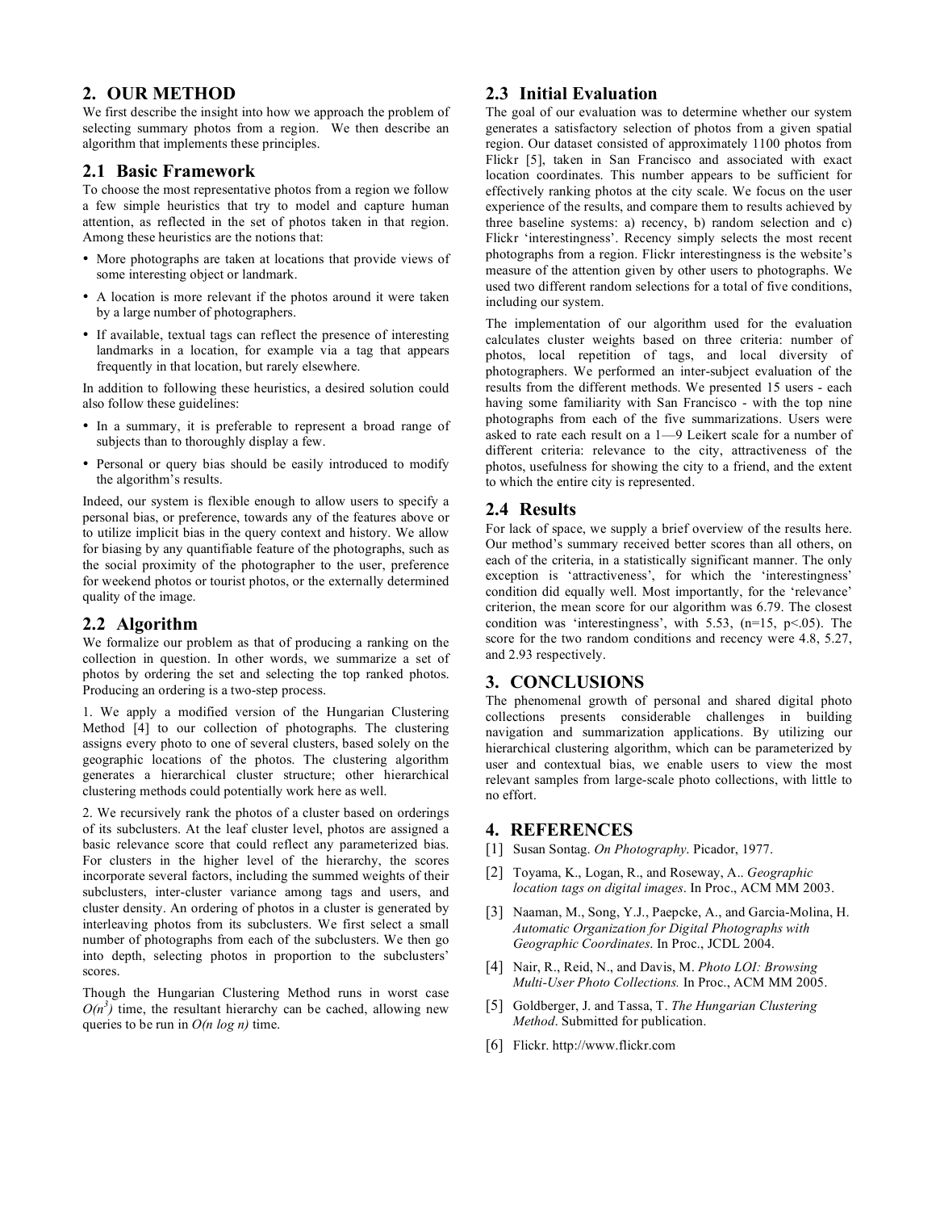## 2. OUR METHOD

We first describe the insight into how we approach the problem of selecting summary photos from a region. We then describe an algorithm that implements these principles.

### 2.1 Basic Framework

To choose the most representative photos from a region we follow a few simple heuristics that try to model and capture human attention, as reflected in the set of photos taken in that region. Among these heuristics are the notions that:

- More photographs are taken at locations that provide views of some interesting object or landmark.
- A location is more relevant if the photos around it were taken by a large number of photographers.
- If available, textual tags can reflect the presence of interesting landmarks in a location, for example via a tag that appears frequently in that location, but rarely elsewhere.

In addition to following these heuristics, a desired solution could also follow these guidelines:

- In a summary, it is preferable to represent a broad range of subjects than to thoroughly display a few.
- Personal or query bias should be easily introduced to modify the algorithm's results.

Indeed, our system is flexible enough to allow users to specify a personal bias, or preference, towards any of the features above or to utilize implicit bias in the query context and history. We allow for biasing by any quantifiable feature of the photographs, such as the social proximity of the photographer to the user, preference for weekend photos or tourist photos, or the externally determined quality of the image.

### 2.2 Algorithm

We formalize our problem as that of producing a ranking on the collection in question. In other words, we summarize a set of photos by ordering the set and selecting the top ranked photos. Producing an ordering is a two-step process.

1. We apply a modified version of the Hungarian Clustering Method [4] to our collection of photographs. The clustering assigns every photo to one of several clusters, based solely on the geographic locations of the photos. The clustering algorithm generates a hierarchical cluster structure; other hierarchical clustering methods could potentially work here as well.

2. We recursively rank the photos of a cluster based on orderings of its subclusters. At the leaf cluster level, photos are assigned a basic relevance score that could reflect any parameterized bias. For clusters in the higher level of the hierarchy, the scores incorporate several factors, including the summed weights of their subclusters, inter-cluster variance among tags and users, and cluster density. An ordering of photos in a cluster is generated by interleaving photos from its subclusters. We first select a small number of photographs from each of the subclusters. We then go into depth, selecting photos in proportion to the subclusters' scores.

Though the Hungarian Clustering Method runs in worst case $O(n^3)$ time, the resultant hierarchy can be cached, allowing new queries to be run in $O(n \log n)$ time.

### 2.3 Initial Evaluation

The goal of our evaluation was to determine whether our system generates a satisfactory selection of photos from a given spatial region. Our dataset consisted of approximately 1100 photos from Flickr [5], taken in San Francisco and associated with exact location coordinates. This number appears to be sufficient for effectively ranking photos at the city scale. We focus on the user experience of the results, and compare them to results achieved by three baseline systems: a) recency, b) random selection and c) Flickr 'interestingness'. Recency simply selects the most recent photographs from a region. Flickr interestingness is the website's measure of the attention given by other users to photographs. We used two different random selections for a total of five conditions, including our system.

The implementation of our algorithm used for the evaluation calculates cluster weights based on three criteria: number of photos, local repetition of tags, and local diversity of photographers. We performed an inter-subject evaluation of the results from the different methods. We presented 15 users - each having some familiarity with San Francisco - with the top nine photographs from each of the five summarizations. Users were asked to rate each result on a 1—9 Leikert scale for a number of different criteria: relevance to the city, attractiveness of the photos, usefulness for showing the city to a friend, and the extent to which the entire city is represented.

### 2.4 Results

For lack of space, we supply a brief overview of the results here. Our method's summary received better scores than all others, on each of the criteria, in a statistically significant manner. The only exception is 'attractiveness', for which the 'interestingness' condition did equally well. Most importantly, for the 'relevance' criterion, the mean score for our algorithm was 6.79. The closest condition was 'interestingness', with 5.53, ($n$=15, $p$<.05). The score for the two random conditions and recency were 4.8, 5.27, and 2.93 respectively.

## 3. CONCLUSIONS

The phenomenal growth of personal and shared digital photo collections presents considerable challenges in building navigation and summarization applications. By utilizing our hierarchical clustering algorithm, which can be parameterized by user and contextual bias, we enable users to view the most relevant samples from large-scale photo collections, with little to no effort.

## 4. REFERENCES

[1] Susan Sontag. *On Photography*. Picador, 1977.

[2] Toyama, K., Logan, R., and Roseway, A.. *Geographic location tags on digital images*. In Proc., ACM MM 2003.

[3] Naaman, M., Song, Y.J., Paepcke, A., and Garcia-Molina, H. *Automatic Organization for Digital Photographs with Geographic Coordinates*. In Proc., JCDL 2004.

[4] Nair, R., Reid, N., and Davis, M. *Photo LOI: Browsing Multi-User Photo Collections.* In Proc., ACM MM 2005.

[5] Goldberger, J. and Tassa, T. *The Hungarian Clustering Method*. Submitted for publication.

[6] Flickr. http://www.flickr.com